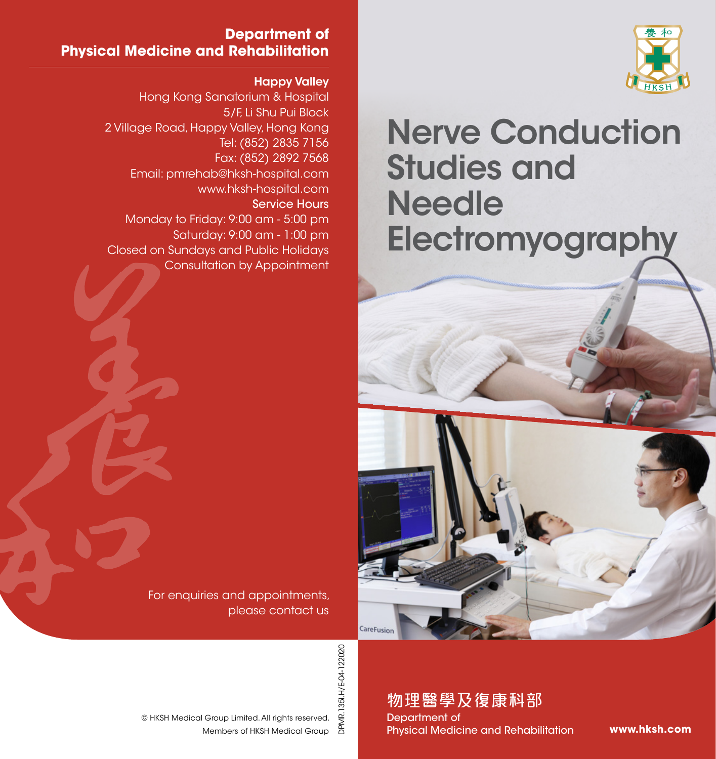# Nerve Conduction Studies and Needle Electromyography

## Department of Physical Medicine and Rehabilitation

**Happy Valley**

Hong Kong Sanatorium & Hospital
5/F, Li Shu Pui Block
2 Village Road, Happy Valley, Hong Kong
Tel: (852) 2835 7156
Fax: (852) 2892 7568
Email: pmrehab@hksh-hospital.com
www.hksh-hospital.com

**Service Hours**

Monday to Friday: 9:00 am - 5:00 pm
Saturday: 9:00 am - 1:00 pm
Closed on Sundays and Public Holidays
Consultation by Appointment

For enquiries and appointments, please contact us

© HKSH Medical Group Limited. All rights reserved.
Members of HKSH Medical Group

DPMR.135I.H/E-04-122020

**物理醫學及復康科部**
Department of
Physical Medicine and Rehabilitation

**www.hksh.com**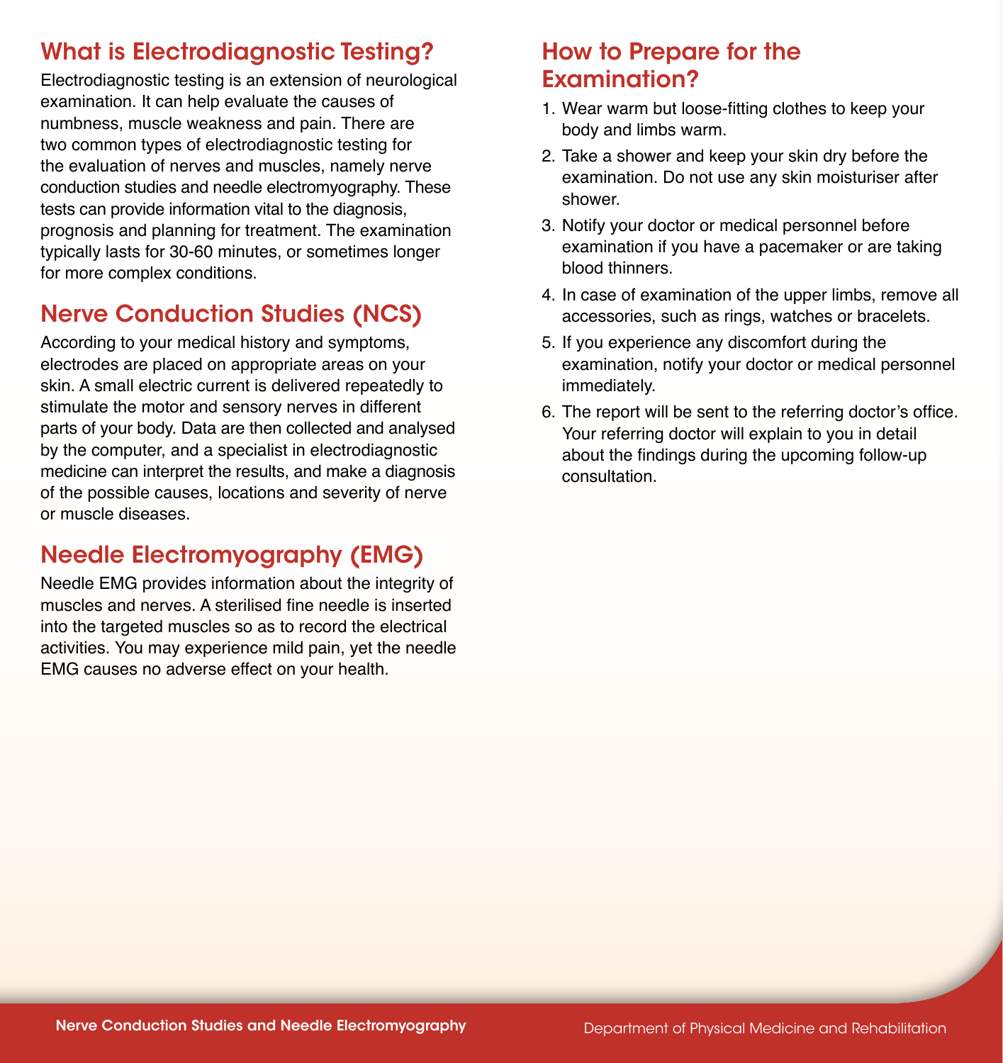## What is Electrodiagnostic Testing?

Electrodiagnostic testing is an extension of neurological examination. It can help evaluate the causes of numbness, muscle weakness and pain. There are two common types of electrodiagnostic testing for the evaluation of nerves and muscles, namely nerve conduction studies and needle electromyography. These tests can provide information vital to the diagnosis, prognosis and planning for treatment. The examination typically lasts for 30-60 minutes, or sometimes longer for more complex conditions.

## Nerve Conduction Studies (NCS)

According to your medical history and symptoms, electrodes are placed on appropriate areas on your skin. A small electric current is delivered repeatedly to stimulate the motor and sensory nerves in different parts of your body. Data are then collected and analysed by the computer, and a specialist in electrodiagnostic medicine can interpret the results, and make a diagnosis of the possible causes, locations and severity of nerve or muscle diseases.

## Needle Electromyography (EMG)

Needle EMG provides information about the integrity of muscles and nerves. A sterilised fine needle is inserted into the targeted muscles so as to record the electrical activities. You may experience mild pain, yet the needle EMG causes no adverse effect on your health.

## How to Prepare for the Examination?

1. Wear warm but loose-fitting clothes to keep your body and limbs warm.
2. Take a shower and keep your skin dry before the examination. Do not use any skin moisturiser after shower.
3. Notify your doctor or medical personnel before examination if you have a pacemaker or are taking blood thinners.
4. In case of examination of the upper limbs, remove all accessories, such as rings, watches or bracelets.
5. If you experience any discomfort during the examination, notify your doctor or medical personnel immediately.
6. The report will be sent to the referring doctor's office. Your referring doctor will explain to you in detail about the findings during the upcoming follow-up consultation.